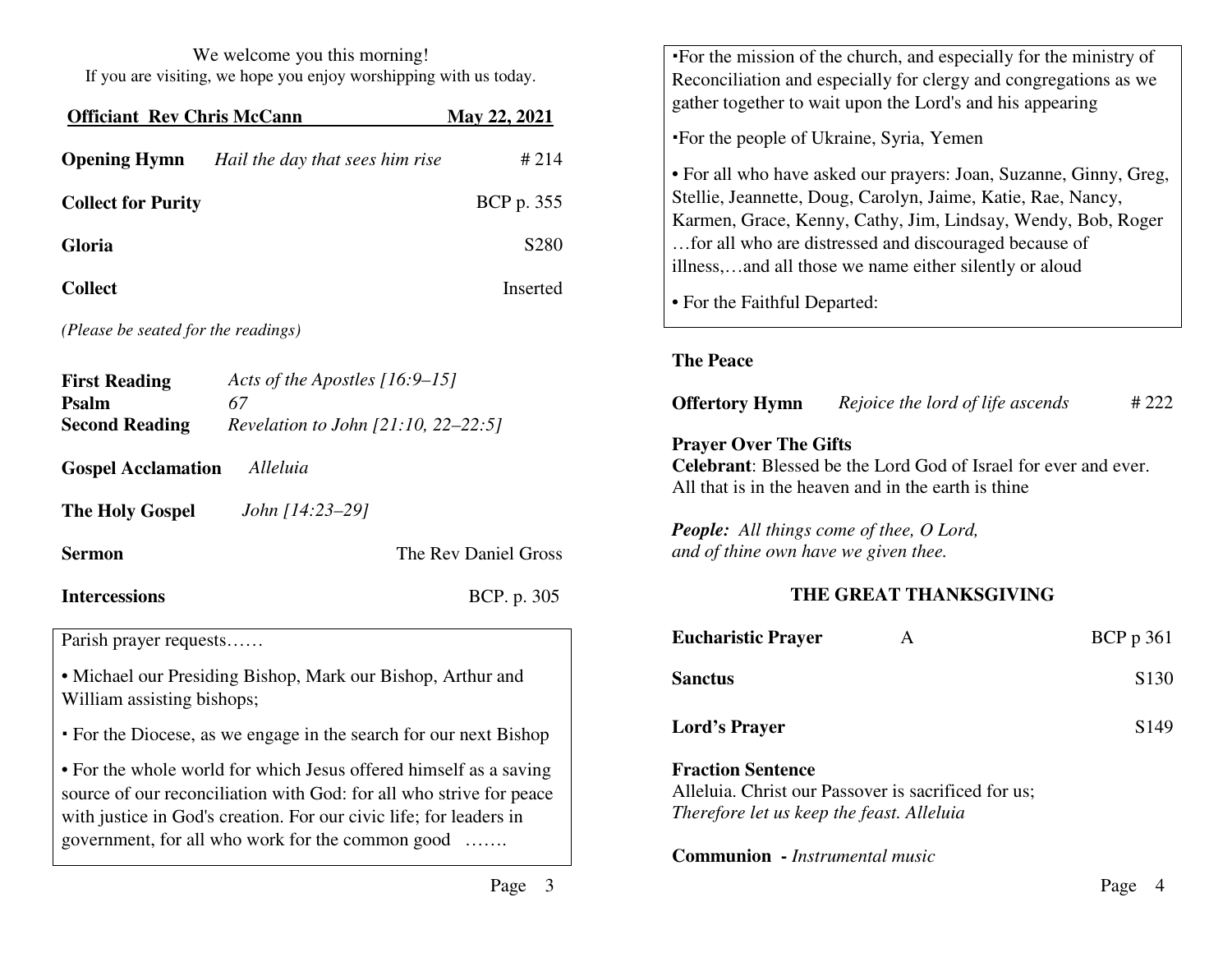We welcome you this morning!
If you are visiting, we hope you enjoy worshipping with us today.

**Officiant Rev Chris McCann** — **May 22, 2021**

**Opening Hymn** *Hail the day that sees him rise* # 214

**Collect for Purity** BCP p. 355

**Gloria** S280

**Collect** Inserted

*(Please be seated for the readings)*

**First Reading** *Acts of the Apostles [16:9–15]*
**Psalm** *67*
**Second Reading** *Revelation to John [21:10, 22–22:5]*

**Gospel Acclamation** *Alleluia*

**The Holy Gospel** *John [14:23–29]*

**Sermon** The Rev Daniel Gross

**Intercessions** BCP. p. 305

Parish prayer requests……

- Michael our Presiding Bishop, Mark our Bishop, Arthur and William assisting bishops;
- For the Diocese, as we engage in the search for our next Bishop
- For the whole world for which Jesus offered himself as a saving source of our reconciliation with God: for all who strive for peace with justice in God's creation. For our civic life; for leaders in government, for all who work for the common good …….
- For the mission of the church, and especially for the ministry of Reconciliation and especially for clergy and congregations as we gather together to wait upon the Lord's and his appearing
- For the people of Ukraine, Syria, Yemen
- For all who have asked our prayers: Joan, Suzanne, Ginny, Greg, Stellie, Jeannette, Doug, Carolyn, Jaime, Katie, Rae, Nancy, Karmen, Grace, Kenny, Cathy, Jim, Lindsay, Wendy, Bob, Roger …for all who are distressed and discouraged because of illness,…and all those we name either silently or aloud
- For the Faithful Departed:

**The Peace**

**Offertory Hymn** *Rejoice the lord of life ascends* # 222

**Prayer Over The Gifts**
**Celebrant**: Blessed be the Lord God of Israel for ever and ever. All that is in the heaven and in the earth is thine

***People:*** *All things come of thee, O Lord,*
*and of thine own have we given thee.*

## THE GREAT THANKSGIVING

**Eucharistic Prayer** A BCP p 361

**Sanctus** S130

**Lord's Prayer** S149

**Fraction Sentence**
Alleluia. Christ our Passover is sacrificed for us;
*Therefore let us keep the feast. Alleluia*

**Communion** - *Instrumental music*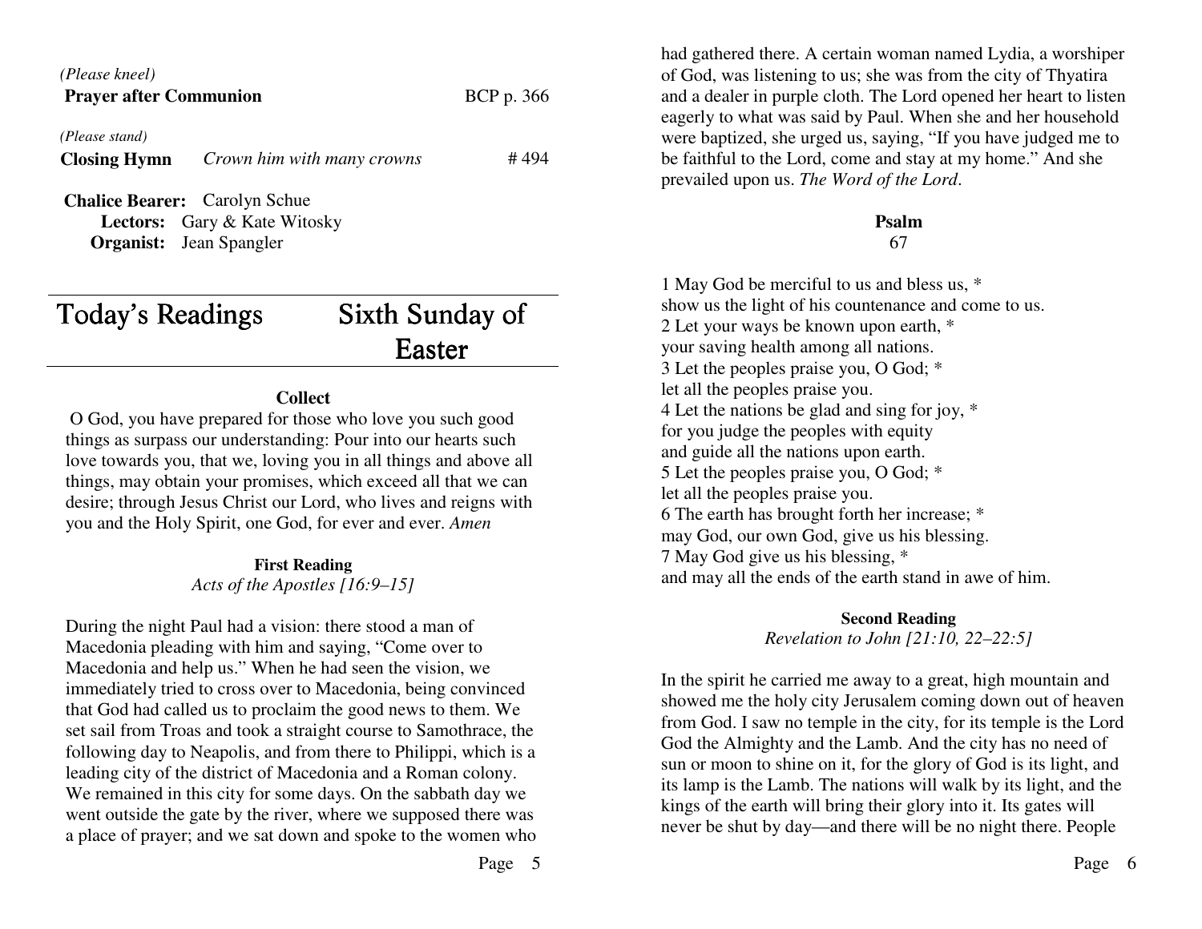*(Please kneel)*

**Prayer after Communion** BCP p. 366

*(Please stand)*

**Closing Hymn** *Crown him with many crowns* # 494

**Chalice Bearer:** Carolyn Schue
**Lectors:** Gary & Kate Witosky
**Organist:** Jean Spangler

## Today's Readings — Sixth Sunday of Easter

### Collect

O God, you have prepared for those who love you such good things as surpass our understanding: Pour into our hearts such love towards you, that we, loving you in all things and above all things, may obtain your promises, which exceed all that we can desire; through Jesus Christ our Lord, who lives and reigns with you and the Holy Spirit, one God, for ever and ever. *Amen*

### First Reading

*Acts of the Apostles [16:9–15]*

During the night Paul had a vision: there stood a man of Macedonia pleading with him and saying, "Come over to Macedonia and help us." When he had seen the vision, we immediately tried to cross over to Macedonia, being convinced that God had called us to proclaim the good news to them. We set sail from Troas and took a straight course to Samothrace, the following day to Neapolis, and from there to Philippi, which is a leading city of the district of Macedonia and a Roman colony. We remained in this city for some days. On the sabbath day we went outside the gate by the river, where we supposed there was a place of prayer; and we sat down and spoke to the women who had gathered there. A certain woman named Lydia, a worshiper of God, was listening to us; she was from the city of Thyatira and a dealer in purple cloth. The Lord opened her heart to listen eagerly to what was said by Paul. When she and her household were baptized, she urged us, saying, "If you have judged me to be faithful to the Lord, come and stay at my home." And she prevailed upon us. *The Word of the Lord*.

### Psalm

67

1 May God be merciful to us and bless us, *
show us the light of his countenance and come to us.
2 Let your ways be known upon earth, *
your saving health among all nations.
3 Let the peoples praise you, O God; *
let all the peoples praise you.
4 Let the nations be glad and sing for joy, *
for you judge the peoples with equity
and guide all the nations upon earth.
5 Let the peoples praise you, O God; *
let all the peoples praise you.
6 The earth has brought forth her increase; *
may God, our own God, give us his blessing.
7 May God give us his blessing, *
and may all the ends of the earth stand in awe of him.

### Second Reading

*Revelation to John [21:10, 22–22:5]*

In the spirit he carried me away to a great, high mountain and showed me the holy city Jerusalem coming down out of heaven from God. I saw no temple in the city, for its temple is the Lord God the Almighty and the Lamb. And the city has no need of sun or moon to shine on it, for the glory of God is its light, and its lamp is the Lamb. The nations will walk by its light, and the kings of the earth will bring their glory into it. Its gates will never be shut by day—and there will be no night there. People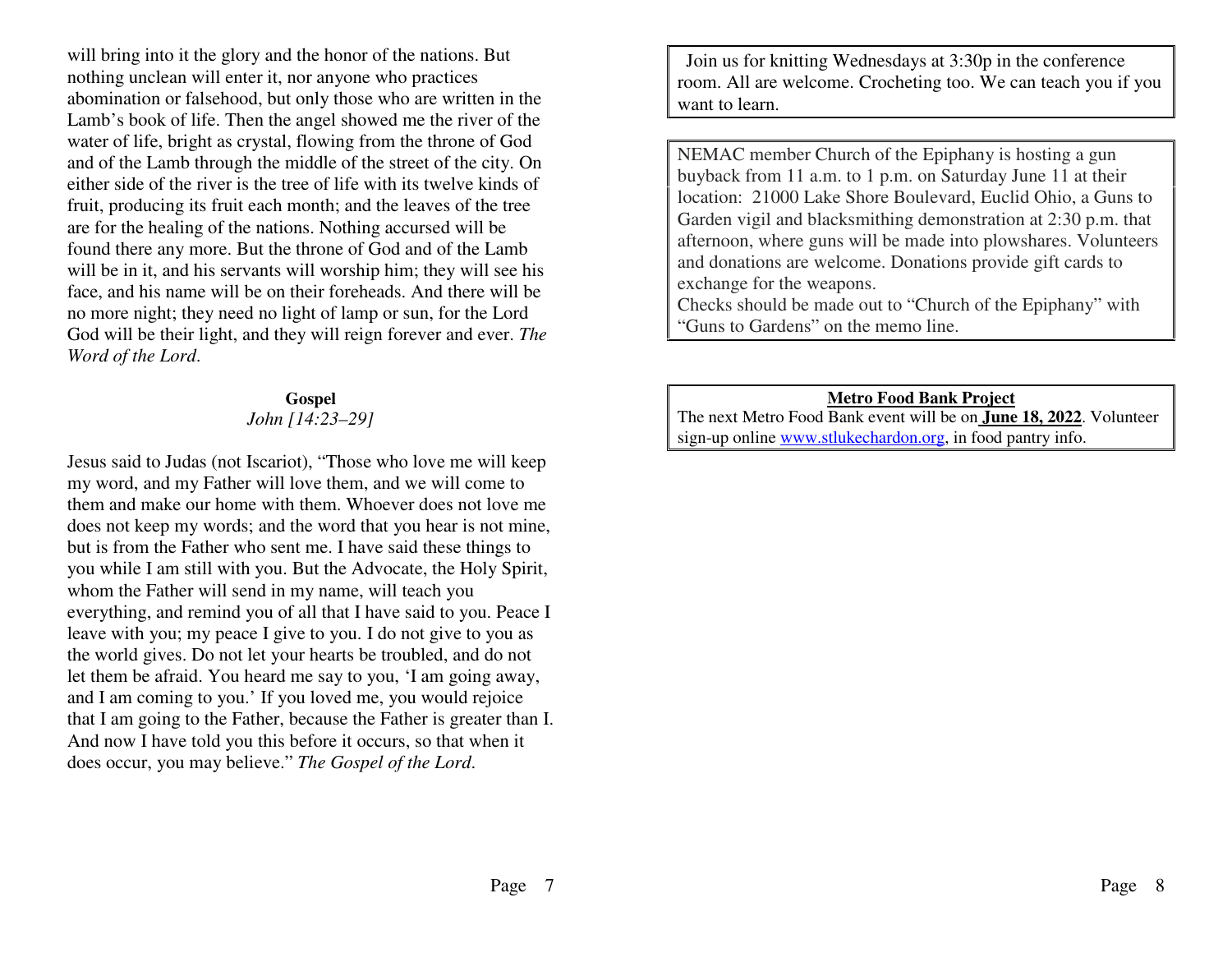will bring into it the glory and the honor of the nations. But nothing unclean will enter it, nor anyone who practices abomination or falsehood, but only those who are written in the Lamb's book of life. Then the angel showed me the river of the water of life, bright as crystal, flowing from the throne of God and of the Lamb through the middle of the street of the city. On either side of the river is the tree of life with its twelve kinds of fruit, producing its fruit each month; and the leaves of the tree are for the healing of the nations. Nothing accursed will be found there any more. But the throne of God and of the Lamb will be in it, and his servants will worship him; they will see his face, and his name will be on their foreheads. And there will be no more night; they need no light of lamp or sun, for the Lord God will be their light, and they will reign forever and ever. *The Word of the Lord.*

**Gospel**

*John [14:23–29]*

Jesus said to Judas (not Iscariot), "Those who love me will keep my word, and my Father will love them, and we will come to them and make our home with them. Whoever does not love me does not keep my words; and the word that you hear is not mine, but is from the Father who sent me. I have said these things to you while I am still with you. But the Advocate, the Holy Spirit, whom the Father will send in my name, will teach you everything, and remind you of all that I have said to you. Peace I leave with you; my peace I give to you. I do not give to you as the world gives. Do not let your hearts be troubled, and do not let them be afraid. You heard me say to you, 'I am going away, and I am coming to you.' If you loved me, you would rejoice that I am going to the Father, because the Father is greater than I. And now I have told you this before it occurs, so that when it does occur, you may believe." *The Gospel of the Lord.*

Join us for knitting Wednesdays at 3:30p in the conference room. All are welcome. Crocheting too. We can teach you if you want to learn.

NEMAC member Church of the Epiphany is hosting a gun buyback from 11 a.m. to 1 p.m. on Saturday June 11 at their location: 21000 Lake Shore Boulevard, Euclid Ohio, a Guns to Garden vigil and blacksmithing demonstration at 2:30 p.m. that afternoon, where guns will be made into plowshares. Volunteers and donations are welcome. Donations provide gift cards to exchange for the weapons.
Checks should be made out to "Church of the Epiphany" with "Guns to Gardens" on the memo line.

**Metro Food Bank Project**

The next Metro Food Bank event will be on **June 18, 2022**. Volunteer sign-up online www.stlukechardon.org, in food pantry info.